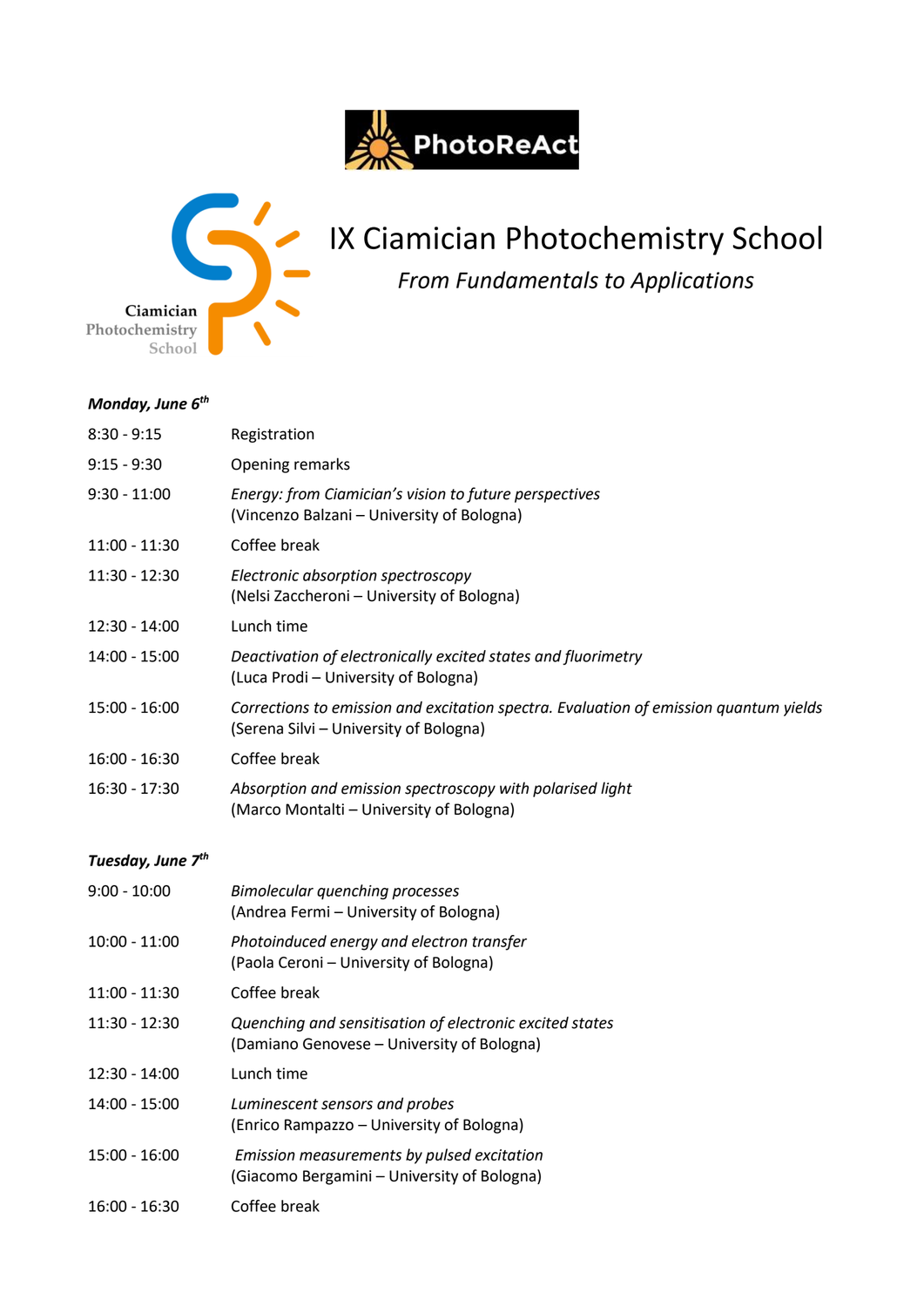PhotoReAct

Ciamician Photochemistry School

# IX Ciamician Photochemistry School

*From Fundamentals to Applications*

***Monday, June 6th***

| | |
|---|---|
| 8:30 - 9:15 | Registration |
| 9:15 - 9:30 | Opening remarks |
| 9:30 - 11:00 | *Energy: from Ciamician's vision to future perspectives* (Vincenzo Balzani – University of Bologna) |
| 11:00 - 11:30 | Coffee break |
| 11:30 - 12:30 | *Electronic absorption spectroscopy* (Nelsi Zaccheroni – University of Bologna) |
| 12:30 - 14:00 | Lunch time |
| 14:00 - 15:00 | *Deactivation of electronically excited states and fluorimetry* (Luca Prodi – University of Bologna) |
| 15:00 - 16:00 | *Corrections to emission and excitation spectra. Evaluation of emission quantum yields* (Serena Silvi – University of Bologna) |
| 16:00 - 16:30 | Coffee break |
| 16:30 - 17:30 | *Absorption and emission spectroscopy with polarised light* (Marco Montalti – University of Bologna) |

***Tuesday, June 7th***

| | |
|---|---|
| 9:00 - 10:00 | *Bimolecular quenching processes* (Andrea Fermi – University of Bologna) |
| 10:00 - 11:00 | *Photoinduced energy and electron transfer* (Paola Ceroni – University of Bologna) |
| 11:00 - 11:30 | Coffee break |
| 11:30 - 12:30 | *Quenching and sensitisation of electronic excited states* (Damiano Genovese – University of Bologna) |
| 12:30 - 14:00 | Lunch time |
| 14:00 - 15:00 | *Luminescent sensors and probes* (Enrico Rampazzo – University of Bologna) |
| 15:00 - 16:00 | *Emission measurements by pulsed excitation* (Giacomo Bergamini – University of Bologna) |
| 16:00 - 16:30 | Coffee break |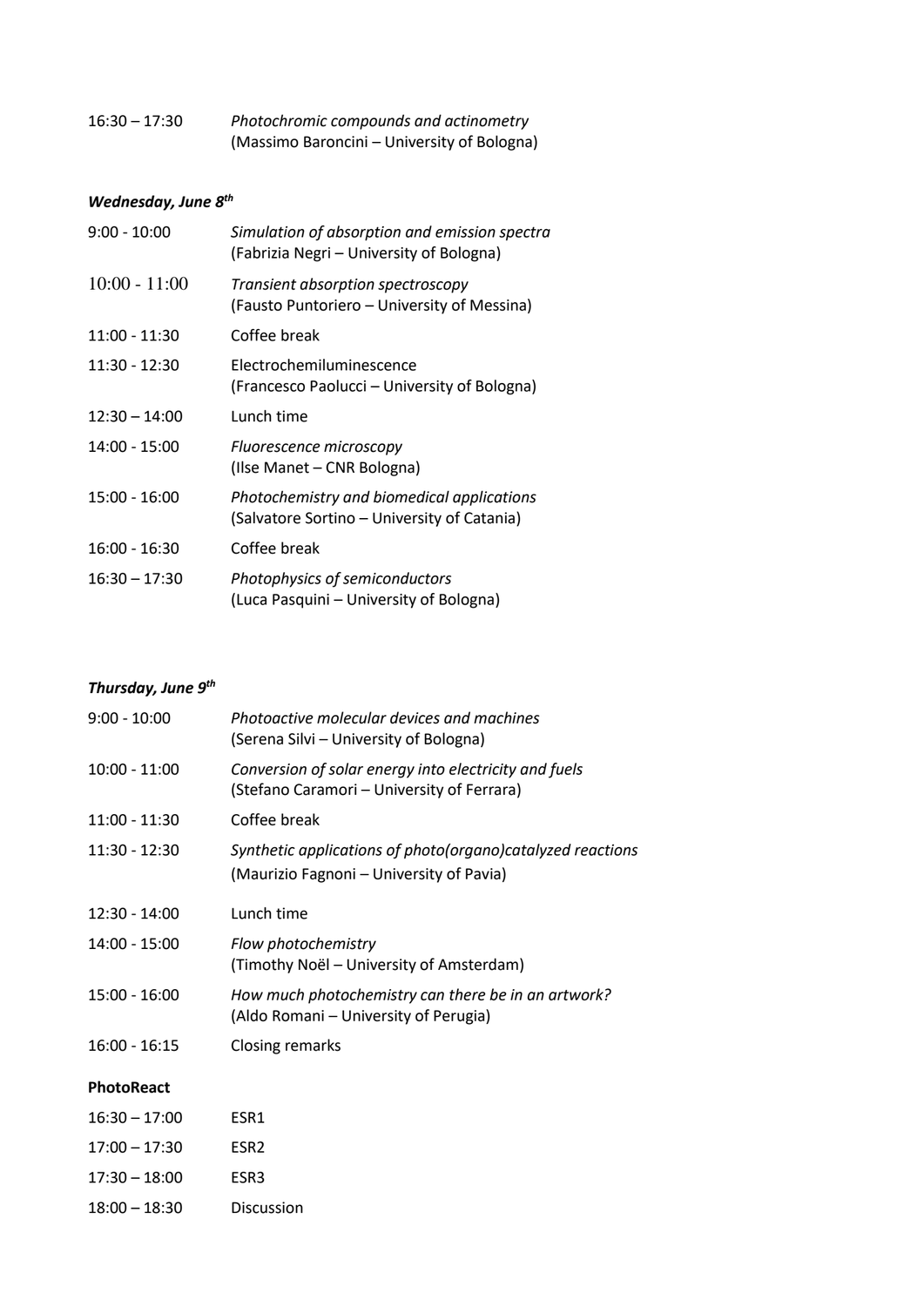| | |
|---|---|
| 16:30 – 17:30 | *Photochromic compounds and actinometry*<br>(Massimo Baroncini – University of Bologna) |

***Wednesday, June 8th***

| | |
|---|---|
| 9:00 - 10:00 | *Simulation of absorption and emission spectra*<br>(Fabrizia Negri – University of Bologna) |
| 10:00 - 11:00 | *Transient absorption spectroscopy*<br>(Fausto Puntoriero – University of Messina) |
| 11:00 - 11:30 | Coffee break |
| 11:30 - 12:30 | Electrochemiluminescence<br>(Francesco Paolucci – University of Bologna) |
| 12:30 – 14:00 | Lunch time |
| 14:00 - 15:00 | *Fluorescence microscopy*<br>(Ilse Manet – CNR Bologna) |
| 15:00 - 16:00 | *Photochemistry and biomedical applications*<br>(Salvatore Sortino – University of Catania) |
| 16:00 - 16:30 | Coffee break |
| 16:30 – 17:30 | *Photophysics of semiconductors*<br>(Luca Pasquini – University of Bologna) |

***Thursday, June 9th***

| | |
|---|---|
| 9:00 - 10:00 | *Photoactive molecular devices and machines*<br>(Serena Silvi – University of Bologna) |
| 10:00 - 11:00 | *Conversion of solar energy into electricity and fuels*<br>(Stefano Caramori – University of Ferrara) |
| 11:00 - 11:30 | Coffee break |
| 11:30 - 12:30 | *Synthetic applications of photo(organo)catalyzed reactions*<br>(Maurizio Fagnoni – University of Pavia) |
| 12:30 - 14:00 | Lunch time |
| 14:00 - 15:00 | *Flow photochemistry*<br>(Timothy Noël – University of Amsterdam) |
| 15:00 - 16:00 | *How much photochemistry can there be in an artwork?*<br>(Aldo Romani – University of Perugia) |
| 16:00 - 16:15 | Closing remarks |

**PhotoReact**

| | |
|---|---|
| 16:30 – 17:00 | ESR1 |
| 17:00 – 17:30 | ESR2 |
| 17:30 – 18:00 | ESR3 |
| 18:00 – 18:30 | Discussion |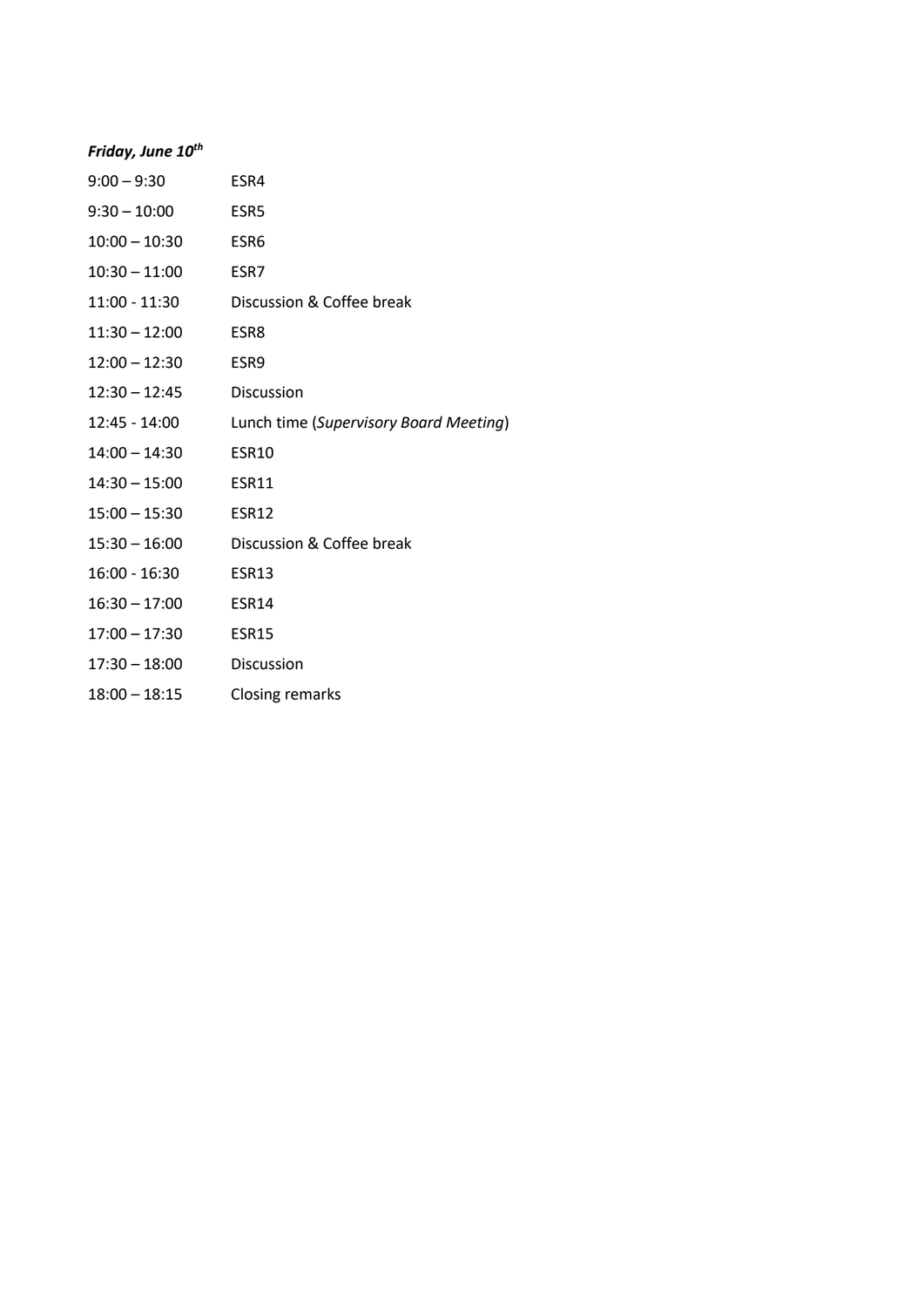***Friday, June 10th***

| | |
|---|---|
| 9:00 – 9:30 | ESR4 |
| 9:30 – 10:00 | ESR5 |
| 10:00 – 10:30 | ESR6 |
| 10:30 – 11:00 | ESR7 |
| 11:00 - 11:30 | Discussion & Coffee break |
| 11:30 – 12:00 | ESR8 |
| 12:00 – 12:30 | ESR9 |
| 12:30 – 12:45 | Discussion |
| 12:45 - 14:00 | Lunch time (*Supervisory Board Meeting*) |
| 14:00 – 14:30 | ESR10 |
| 14:30 – 15:00 | ESR11 |
| 15:00 – 15:30 | ESR12 |
| 15:30 – 16:00 | Discussion & Coffee break |
| 16:00 - 16:30 | ESR13 |
| 16:30 – 17:00 | ESR14 |
| 17:00 – 17:30 | ESR15 |
| 17:30 – 18:00 | Discussion |
| 18:00 – 18:15 | Closing remarks |